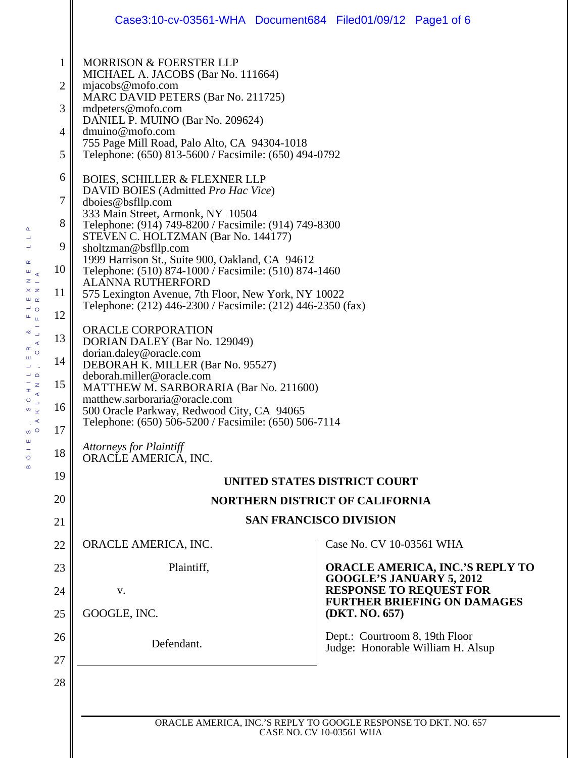MORRISON & FOERSTER LLP
MICHAEL A. JACOBS (Bar No. 111664)
mjacobs@mofo.com
MARC DAVID PETERS (Bar No. 211725)
mdpeters@mofo.com
DANIEL P. MUINO (Bar No. 209624)
dmuino@mofo.com
755 Page Mill Road, Palo Alto, CA 94304-1018
Telephone: (650) 813-5600 / Facsimile: (650) 494-0792

BOIES, SCHILLER & FLEXNER LLP
DAVID BOIES (Admitted *Pro Hac Vice*)
dboies@bsfllp.com
333 Main Street, Armonk, NY 10504
Telephone: (914) 749-8200 / Facsimile: (914) 749-8300
STEVEN C. HOLTZMAN (Bar No. 144177)
sholtzman@bsfllp.com
1999 Harrison St., Suite 900, Oakland, CA 94612
Telephone: (510) 874-1000 / Facsimile: (510) 874-1460
ALANNA RUTHERFORD
575 Lexington Avenue, 7th Floor, New York, NY 10022
Telephone: (212) 446-2300 / Facsimile: (212) 446-2350 (fax)

ORACLE CORPORATION
DORIAN DALEY (Bar No. 129049)
dorian.daley@oracle.com
DEBORAH K. MILLER (Bar No. 95527)
deborah.miller@oracle.com
MATTHEW M. SARBORARIA (Bar No. 211600)
matthew.sarboraria@oracle.com
500 Oracle Parkway, Redwood City, CA 94065
Telephone: (650) 506-5200 / Facsimile: (650) 506-7114

*Attorneys for Plaintiff*
ORACLE AMERICA, INC.

**UNITED STATES DISTRICT COURT**

**NORTHERN DISTRICT OF CALIFORNIA**

**SAN FRANCISCO DIVISION**

ORACLE AMERICA, INC.

Plaintiff,

v.

GOOGLE, INC.

Defendant.

Case No. CV 10-03561 WHA

**ORACLE AMERICA, INC.'S REPLY TO GOOGLE'S JANUARY 5, 2012 RESPONSE TO REQUEST FOR FURTHER BRIEFING ON DAMAGES (DKT. NO. 657)**

Dept.: Courtroom 8, 19th Floor
Judge: Honorable William H. Alsup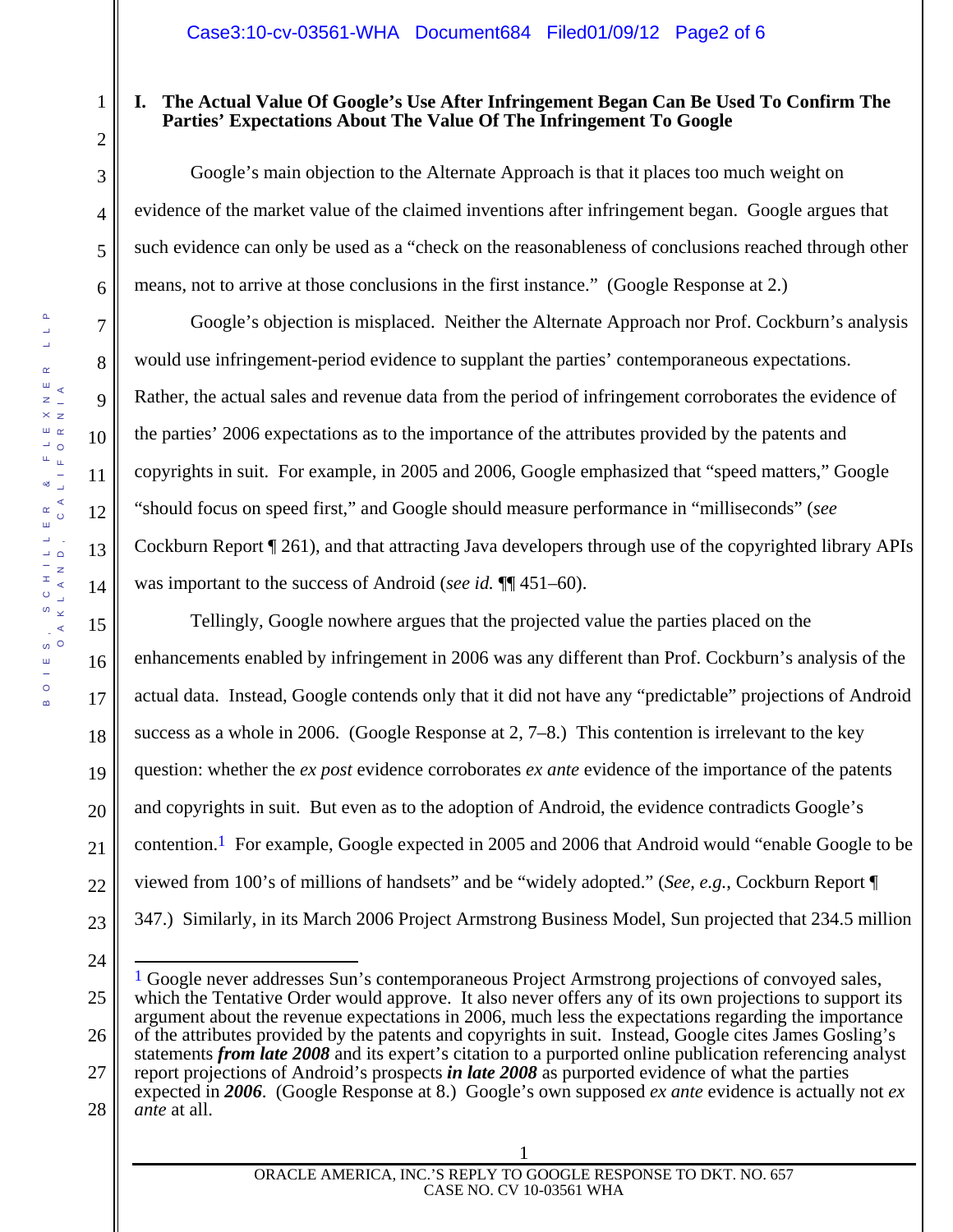## I. The Actual Value Of Google's Use After Infringement Began Can Be Used To Confirm The Parties' Expectations About The Value Of The Infringement To Google

Google's main objection to the Alternate Approach is that it places too much weight on evidence of the market value of the claimed inventions after infringement began. Google argues that such evidence can only be used as a "check on the reasonableness of conclusions reached through other means, not to arrive at those conclusions in the first instance." (Google Response at 2.)

Google's objection is misplaced. Neither the Alternate Approach nor Prof. Cockburn's analysis would use infringement-period evidence to supplant the parties' contemporaneous expectations. Rather, the actual sales and revenue data from the period of infringement corroborates the evidence of the parties' 2006 expectations as to the importance of the attributes provided by the patents and copyrights in suit. For example, in 2005 and 2006, Google emphasized that "speed matters," Google "should focus on speed first," and Google should measure performance in "milliseconds" (*see* Cockburn Report ¶ 261), and that attracting Java developers through use of the copyrighted library APIs was important to the success of Android (*see id.* ¶¶ 451–60).

Tellingly, Google nowhere argues that the projected value the parties placed on the enhancements enabled by infringement in 2006 was any different than Prof. Cockburn's analysis of the actual data. Instead, Google contends only that it did not have any "predictable" projections of Android success as a whole in 2006. (Google Response at 2, 7–8.) This contention is irrelevant to the key question: whether the *ex post* evidence corroborates *ex ante* evidence of the importance of the patents and copyrights in suit. But even as to the adoption of Android, the evidence contradicts Google's contention.[1] For example, Google expected in 2005 and 2006 that Android would "enable Google to be viewed from 100's of millions of handsets" and be "widely adopted." (*See, e.g.*, Cockburn Report ¶ 347.) Similarly, in its March 2006 Project Armstrong Business Model, Sun projected that 234.5 million

[1] Google never addresses Sun's contemporaneous Project Armstrong projections of convoyed sales, which the Tentative Order would approve. It also never offers any of its own projections to support its argument about the revenue expectations in 2006, much less the expectations regarding the importance of the attributes provided by the patents and copyrights in suit. Instead, Google cites James Gosling's statements ***from late 2008*** and its expert's citation to a purported online publication referencing analyst report projections of Android's prospects ***in late 2008*** as purported evidence of what the parties expected in ***2006***. (Google Response at 8.) Google's own supposed *ex ante* evidence is actually not *ex ante* at all.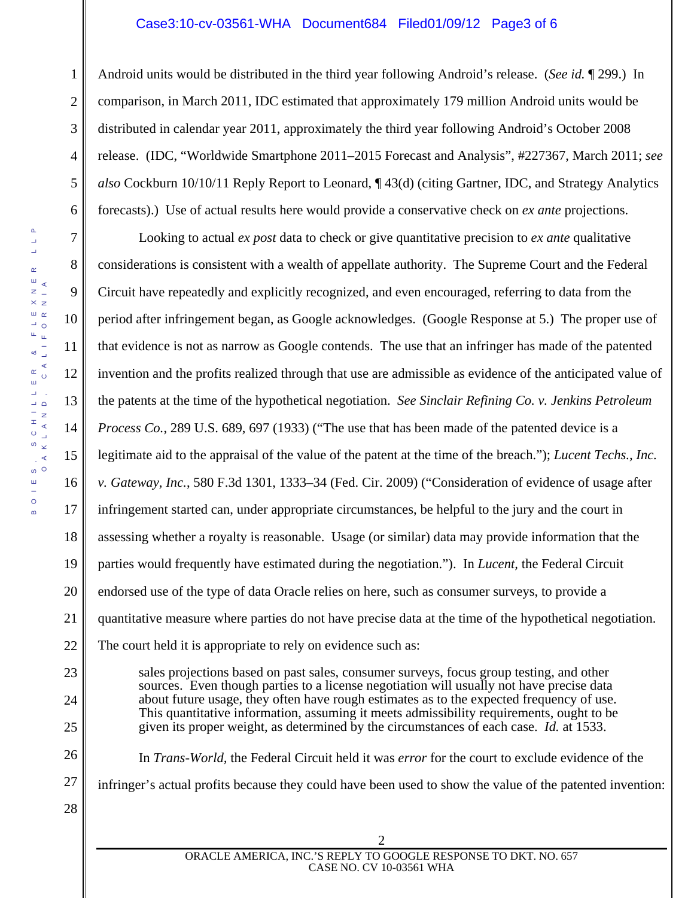Android units would be distributed in the third year following Android's release. (*See id.* ¶ 299.) In comparison, in March 2011, IDC estimated that approximately 179 million Android units would be distributed in calendar year 2011, approximately the third year following Android's October 2008 release. (IDC, "Worldwide Smartphone 2011–2015 Forecast and Analysis", #227367, March 2011; *see also* Cockburn 10/10/11 Reply Report to Leonard, ¶ 43(d) (citing Gartner, IDC, and Strategy Analytics forecasts).) Use of actual results here would provide a conservative check on *ex ante* projections.

Looking to actual *ex post* data to check or give quantitative precision to *ex ante* qualitative considerations is consistent with a wealth of appellate authority. The Supreme Court and the Federal Circuit have repeatedly and explicitly recognized, and even encouraged, referring to data from the period after infringement began, as Google acknowledges. (Google Response at 5.) The proper use of that evidence is not as narrow as Google contends. The use that an infringer has made of the patented invention and the profits realized through that use are admissible as evidence of the anticipated value of the patents at the time of the hypothetical negotiation. *See Sinclair Refining Co. v. Jenkins Petroleum Process Co.*, 289 U.S. 689, 697 (1933) ("The use that has been made of the patented device is a legitimate aid to the appraisal of the value of the patent at the time of the breach."); *Lucent Techs., Inc. v. Gateway, Inc.*, 580 F.3d 1301, 1333–34 (Fed. Cir. 2009) ("Consideration of evidence of usage after infringement started can, under appropriate circumstances, be helpful to the jury and the court in assessing whether a royalty is reasonable. Usage (or similar) data may provide information that the parties would frequently have estimated during the negotiation."). In *Lucent,* the Federal Circuit endorsed use of the type of data Oracle relies on here, such as consumer surveys, to provide a quantitative measure where parties do not have precise data at the time of the hypothetical negotiation. The court held it is appropriate to rely on evidence such as:

> sales projections based on past sales, consumer surveys, focus group testing, and other sources. Even though parties to a license negotiation will usually not have precise data about future usage, they often have rough estimates as to the expected frequency of use. This quantitative information, assuming it meets admissibility requirements, ought to be given its proper weight, as determined by the circumstances of each case. *Id.* at 1533.

In *Trans-World*, the Federal Circuit held it was *error* for the court to exclude evidence of the infringer's actual profits because they could have been used to show the value of the patented invention: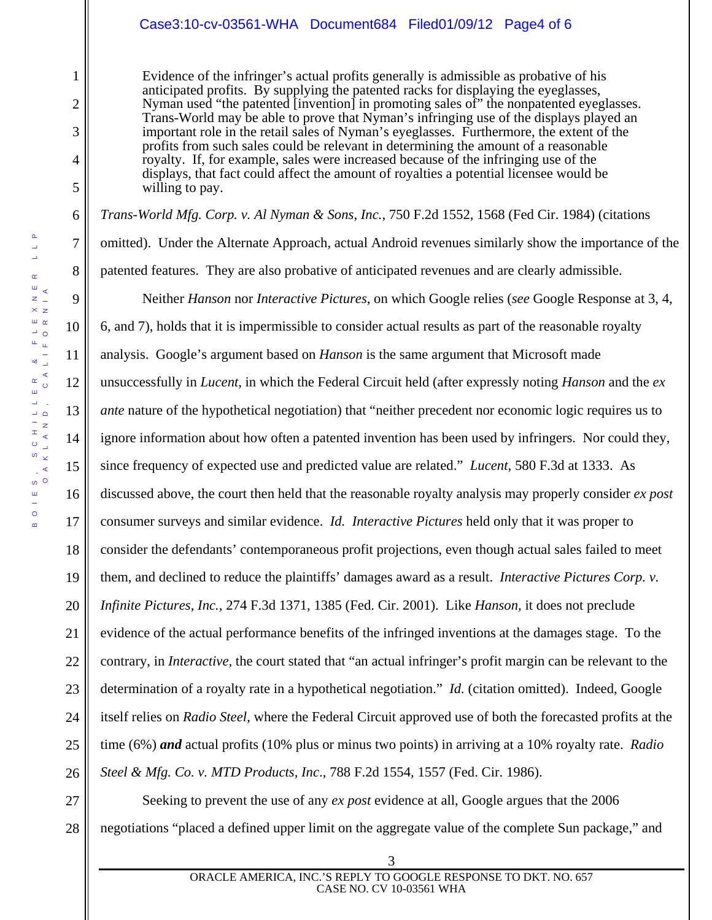> Evidence of the infringer's actual profits generally is admissible as probative of his anticipated profits. By supplying the patented racks for displaying the eyeglasses, Nyman used "the patented [invention] in promoting sales of" the nonpatented eyeglasses. Trans-World may be able to prove that Nyman's infringing use of the displays played an important role in the retail sales of Nyman's eyeglasses. Furthermore, the extent of the profits from such sales could be relevant in determining the amount of a reasonable royalty. If, for example, sales were increased because of the infringing use of the displays, that fact could affect the amount of royalties a potential licensee would be willing to pay.

*Trans-World Mfg. Corp. v. Al Nyman & Sons, Inc.*, 750 F.2d 1552, 1568 (Fed Cir. 1984) (citations omitted). Under the Alternate Approach, actual Android revenues similarly show the importance of the patented features. They are also probative of anticipated revenues and are clearly admissible.

Neither *Hanson* nor *Interactive Pictures*, on which Google relies (*see* Google Response at 3, 4, 6, and 7), holds that it is impermissible to consider actual results as part of the reasonable royalty analysis. Google's argument based on *Hanson* is the same argument that Microsoft made unsuccessfully in *Lucent*, in which the Federal Circuit held (after expressly noting *Hanson* and the *ex ante* nature of the hypothetical negotiation) that "neither precedent nor economic logic requires us to ignore information about how often a patented invention has been used by infringers. Nor could they, since frequency of expected use and predicted value are related." *Lucent*, 580 F.3d at 1333. As discussed above, the court then held that the reasonable royalty analysis may properly consider *ex post* consumer surveys and similar evidence. *Id. Interactive Pictures* held only that it was proper to consider the defendants' contemporaneous profit projections, even though actual sales failed to meet them, and declined to reduce the plaintiffs' damages award as a result. *Interactive Pictures Corp. v. Infinite Pictures, Inc.,* 274 F.3d 1371, 1385 (Fed. Cir. 2001). Like *Hanson*, it does not preclude evidence of the actual performance benefits of the infringed inventions at the damages stage. To the contrary, in *Interactive,* the court stated that "an actual infringer's profit margin can be relevant to the determination of a royalty rate in a hypothetical negotiation." *Id.* (citation omitted). Indeed, Google itself relies on *Radio Steel*, where the Federal Circuit approved use of both the forecasted profits at the time (6%) ***and*** actual profits (10% plus or minus two points) in arriving at a 10% royalty rate. *Radio Steel & Mfg. Co. v. MTD Products, Inc.*, 788 F.2d 1554, 1557 (Fed. Cir. 1986).

Seeking to prevent the use of any *ex post* evidence at all, Google argues that the 2006 negotiations "placed a defined upper limit on the aggregate value of the complete Sun package," and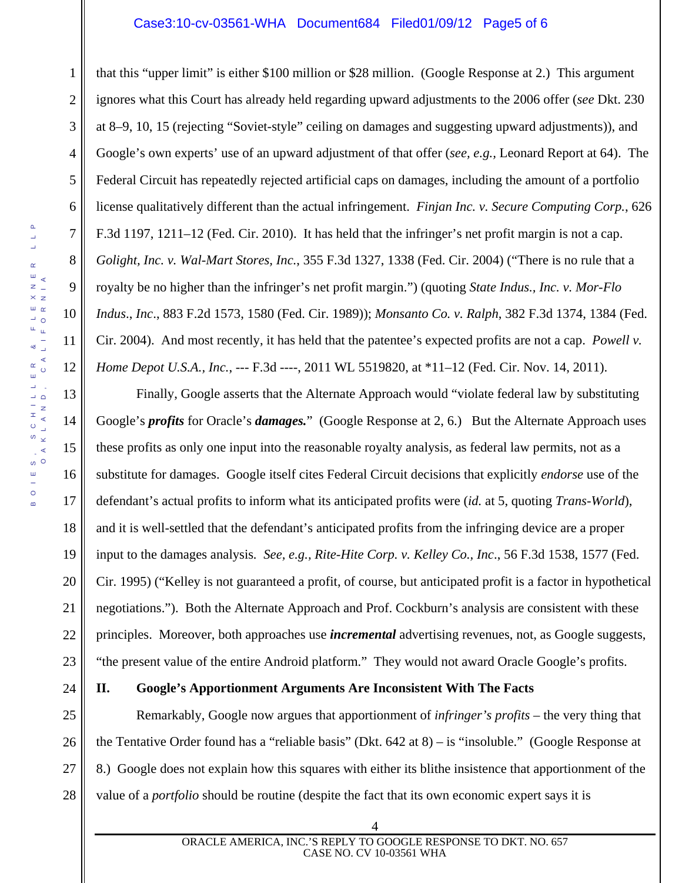that this "upper limit" is either $100 million or $28 million. (Google Response at 2.) This argument ignores what this Court has already held regarding upward adjustments to the 2006 offer (*see* Dkt. 230 at 8–9, 10, 15 (rejecting "Soviet-style" ceiling on damages and suggesting upward adjustments)), and Google's own experts' use of an upward adjustment of that offer (*see, e.g.*, Leonard Report at 64). The Federal Circuit has repeatedly rejected artificial caps on damages, including the amount of a portfolio license qualitatively different than the actual infringement. *Finjan Inc. v. Secure Computing Corp.*, 626 F.3d 1197, 1211–12 (Fed. Cir. 2010). It has held that the infringer's net profit margin is not a cap. *Golight, Inc. v. Wal-Mart Stores, Inc.*, 355 F.3d 1327, 1338 (Fed. Cir. 2004) ("There is no rule that a royalty be no higher than the infringer's net profit margin.") (quoting *State Indus., Inc. v. Mor-Flo Indus., Inc.*, 883 F.2d 1573, 1580 (Fed. Cir. 1989)); *Monsanto Co. v. Ralph*, 382 F.3d 1374, 1384 (Fed. Cir. 2004). And most recently, it has held that the patentee's expected profits are not a cap. *Powell v. Home Depot U.S.A., Inc.*, --- F.3d ----, 2011 WL 5519820, at *11–12 (Fed. Cir. Nov. 14, 2011).

Finally, Google asserts that the Alternate Approach would "violate federal law by substituting Google's ***profits*** for Oracle's ***damages.***" (Google Response at 2, 6.) But the Alternate Approach uses these profits as only one input into the reasonable royalty analysis, as federal law permits, not as a substitute for damages. Google itself cites Federal Circuit decisions that explicitly *endorse* use of the defendant's actual profits to inform what its anticipated profits were (*id.* at 5, quoting *Trans-World*), and it is well-settled that the defendant's anticipated profits from the infringing device are a proper input to the damages analysis. *See, e.g.*, *Rite-Hite Corp. v. Kelley Co., Inc.*, 56 F.3d 1538, 1577 (Fed. Cir. 1995) ("Kelley is not guaranteed a profit, of course, but anticipated profit is a factor in hypothetical negotiations."). Both the Alternate Approach and Prof. Cockburn's analysis are consistent with these principles. Moreover, both approaches use ***incremental*** advertising revenues, not, as Google suggests, "the present value of the entire Android platform." They would not award Oracle Google's profits.

## II. Google's Apportionment Arguments Are Inconsistent With The Facts

Remarkably, Google now argues that apportionment of *infringer's profits* – the very thing that the Tentative Order found has a "reliable basis" (Dkt. 642 at 8) – is "insoluble." (Google Response at 8.) Google does not explain how this squares with either its blithe insistence that apportionment of the value of a *portfolio* should be routine (despite the fact that its own economic expert says it is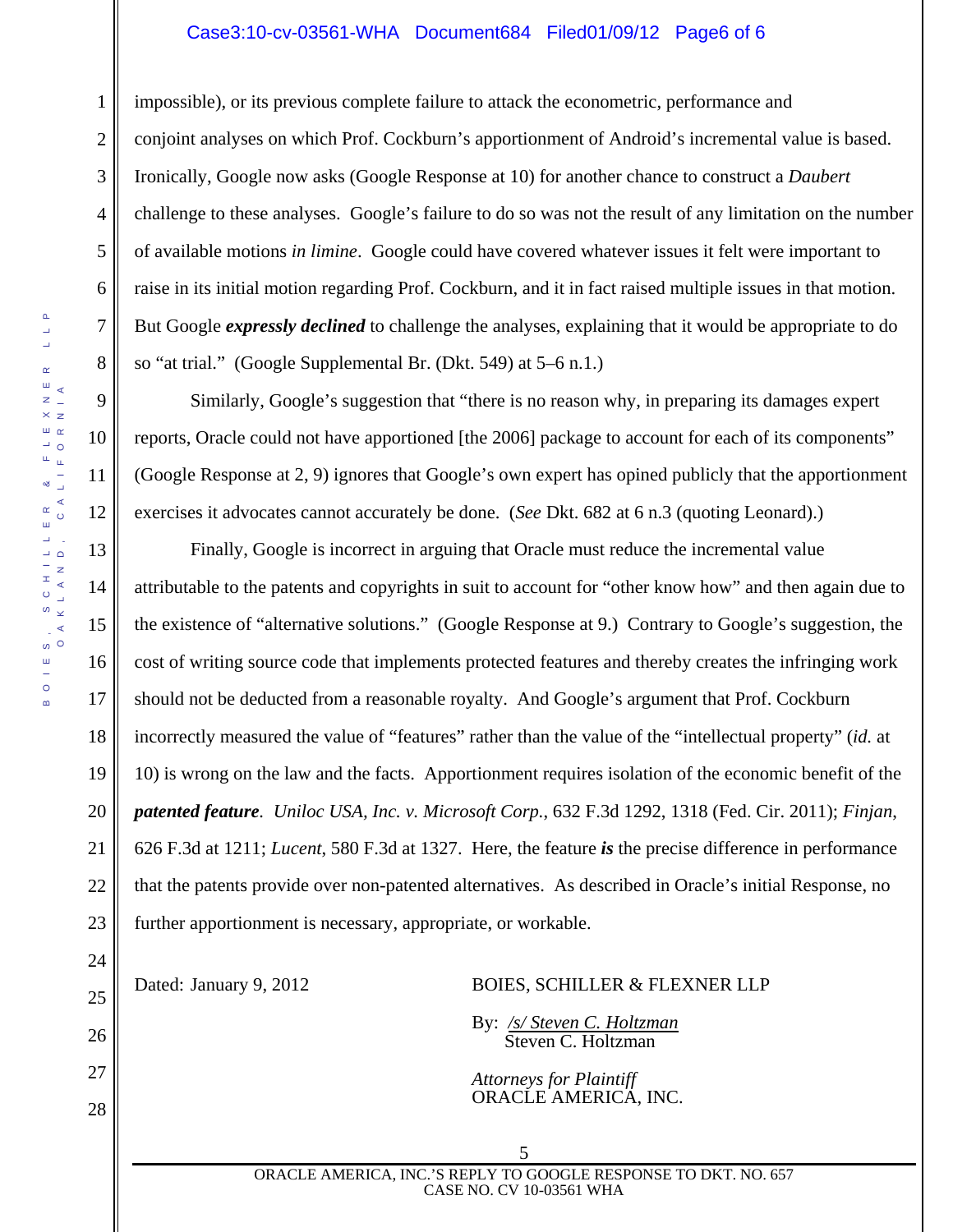impossible), or its previous complete failure to attack the econometric, performance and conjoint analyses on which Prof. Cockburn's apportionment of Android's incremental value is based. Ironically, Google now asks (Google Response at 10) for another chance to construct a *Daubert* challenge to these analyses. Google's failure to do so was not the result of any limitation on the number of available motions *in limine*. Google could have covered whatever issues it felt were important to raise in its initial motion regarding Prof. Cockburn, and it in fact raised multiple issues in that motion. But Google ***expressly declined*** to challenge the analyses, explaining that it would be appropriate to do so "at trial." (Google Supplemental Br. (Dkt. 549) at 5–6 n.1.)

Similarly, Google's suggestion that "there is no reason why, in preparing its damages expert reports, Oracle could not have apportioned [the 2006] package to account for each of its components" (Google Response at 2, 9) ignores that Google's own expert has opined publicly that the apportionment exercises it advocates cannot accurately be done. (*See* Dkt. 682 at 6 n.3 (quoting Leonard).)

Finally, Google is incorrect in arguing that Oracle must reduce the incremental value attributable to the patents and copyrights in suit to account for "other know how" and then again due to the existence of "alternative solutions." (Google Response at 9.) Contrary to Google's suggestion, the cost of writing source code that implements protected features and thereby creates the infringing work should not be deducted from a reasonable royalty. And Google's argument that Prof. Cockburn incorrectly measured the value of "features" rather than the value of the "intellectual property" (*id.* at 10) is wrong on the law and the facts. Apportionment requires isolation of the economic benefit of the ***patented feature***. *Uniloc USA, Inc. v. Microsoft Corp.*, 632 F.3d 1292, 1318 (Fed. Cir. 2011); *Finjan*, 626 F.3d at 1211; *Lucent*, 580 F.3d at 1327. Here, the feature ***is*** the precise difference in performance that the patents provide over non-patented alternatives. As described in Oracle's initial Response, no further apportionment is necessary, appropriate, or workable.

Dated: January 9, 2012

BOIES, SCHILLER & FLEXNER LLP

By: /s/ Steven C. Holtzman
Steven C. Holtzman

*Attorneys for Plaintiff*
ORACLE AMERICA, INC.

ORACLE AMERICA, INC.'S REPLY TO GOOGLE RESPONSE TO DKT. NO. 657
CASE NO. CV 10-03561 WHA